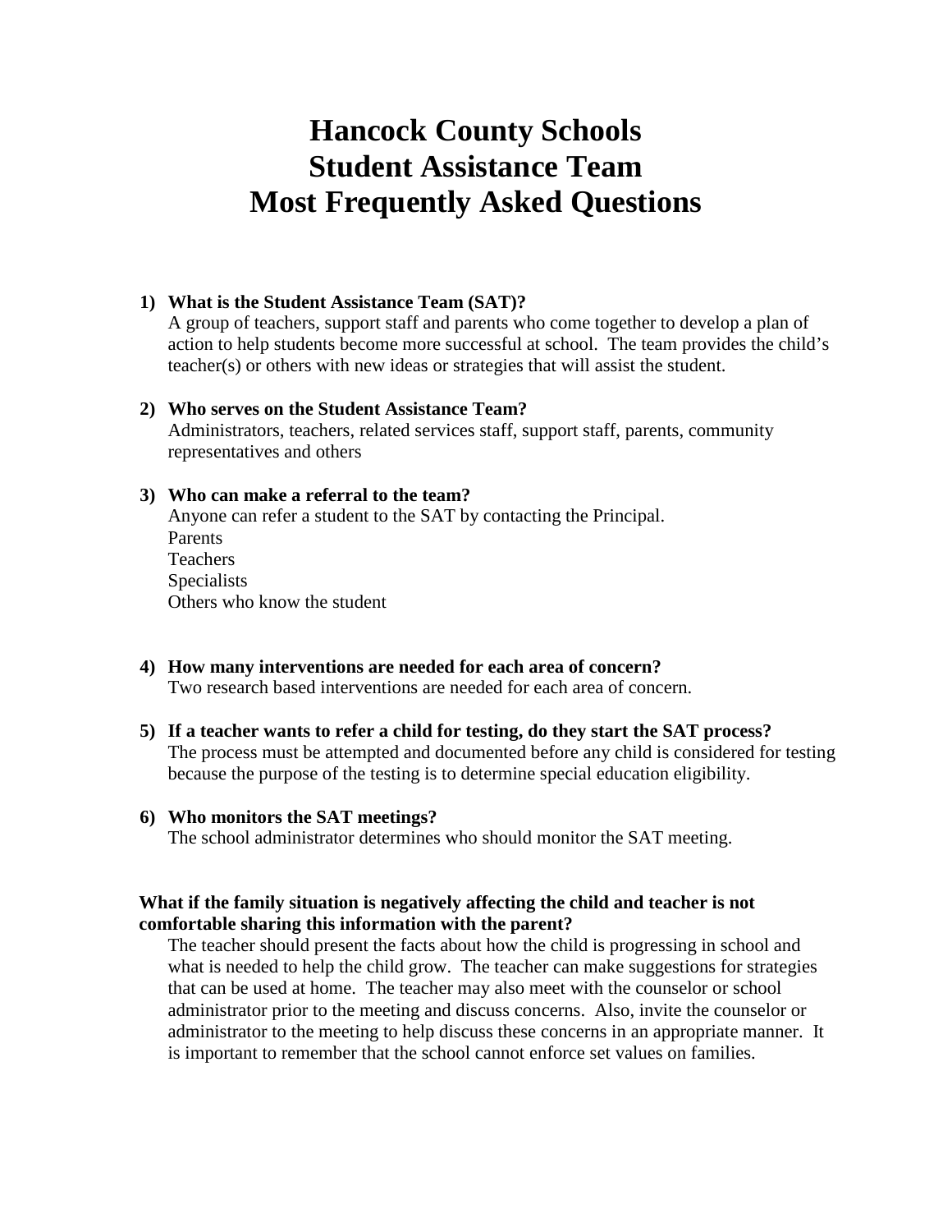# Hancock County Schools
# Student Assistance Team
# Most Frequently Asked Questions

1) **What is the Student Assistance Team (SAT)?**
   A group of teachers, support staff and parents who come together to develop a plan of action to help students become more successful at school. The team provides the child's teacher(s) or others with new ideas or strategies that will assist the student.

2) **Who serves on the Student Assistance Team?**
   Administrators, teachers, related services staff, support staff, parents, community representatives and others

3) **Who can make a referral to the team?**
   Anyone can refer a student to the SAT by contacting the Principal.
   Parents
   Teachers
   Specialists
   Others who know the student

4) **How many interventions are needed for each area of concern?**
   Two research based interventions are needed for each area of concern.

5) **If a teacher wants to refer a child for testing, do they start the SAT process?**
   The process must be attempted and documented before any child is considered for testing because the purpose of the testing is to determine special education eligibility.

6) **Who monitors the SAT meetings?**
   The school administrator determines who should monitor the SAT meeting.

**What if the family situation is negatively affecting the child and teacher is not comfortable sharing this information with the parent?**

The teacher should present the facts about how the child is progressing in school and what is needed to help the child grow. The teacher can make suggestions for strategies that can be used at home. The teacher may also meet with the counselor or school administrator prior to the meeting and discuss concerns. Also, invite the counselor or administrator to the meeting to help discuss these concerns in an appropriate manner. It is important to remember that the school cannot enforce set values on families.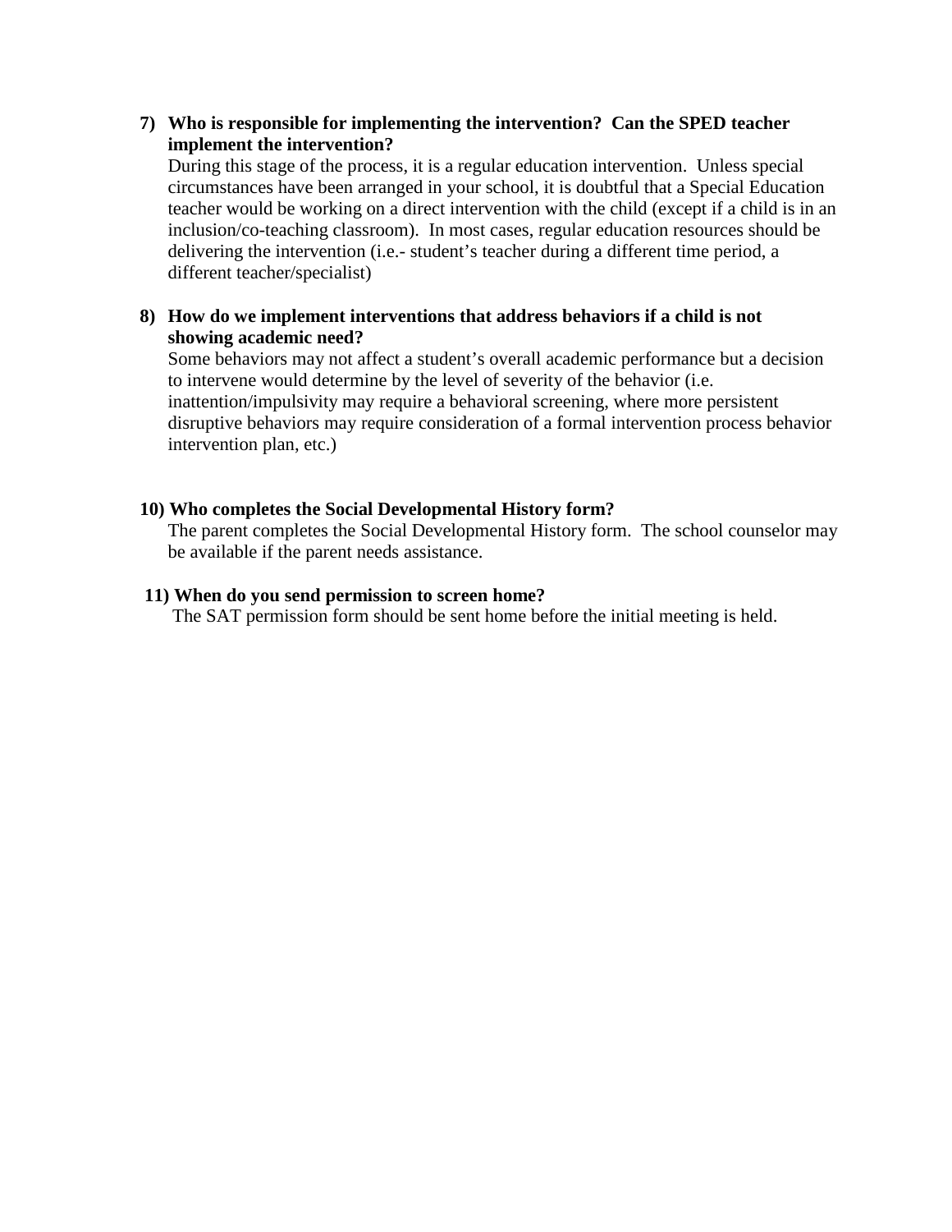**7) Who is responsible for implementing the intervention? Can the SPED teacher implement the intervention?**

During this stage of the process, it is a regular education intervention. Unless special circumstances have been arranged in your school, it is doubtful that a Special Education teacher would be working on a direct intervention with the child (except if a child is in an inclusion/co-teaching classroom). In most cases, regular education resources should be delivering the intervention (i.e.- student's teacher during a different time period, a different teacher/specialist)

**8) How do we implement interventions that address behaviors if a child is not showing academic need?**

Some behaviors may not affect a student's overall academic performance but a decision to intervene would determine by the level of severity of the behavior (i.e. inattention/impulsivity may require a behavioral screening, where more persistent disruptive behaviors may require consideration of a formal intervention process behavior intervention plan, etc.)

**10) Who completes the Social Developmental History form?**

The parent completes the Social Developmental History form. The school counselor may be available if the parent needs assistance.

**11) When do you send permission to screen home?**

The SAT permission form should be sent home before the initial meeting is held.